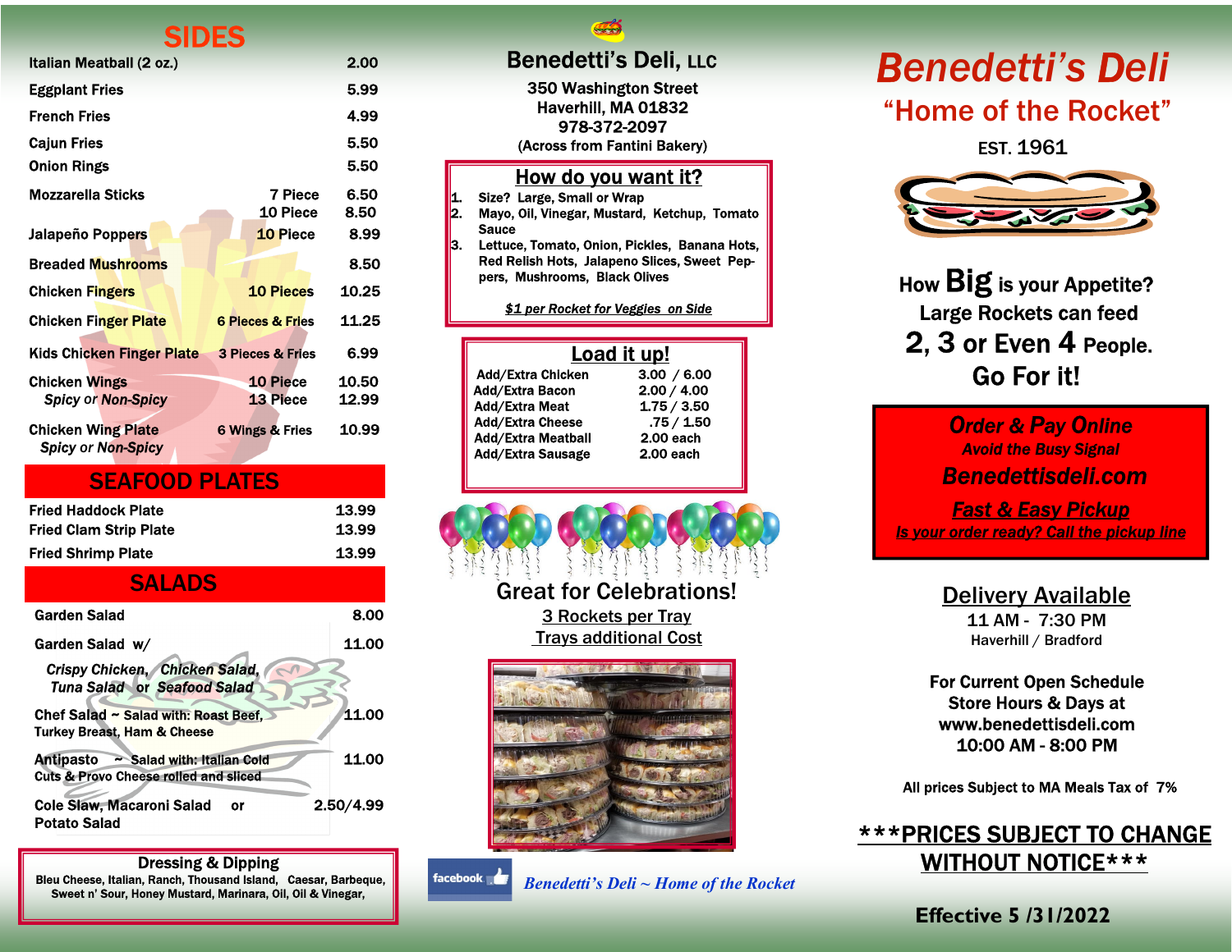## SIDES

| Item | | Price |
|---|---|---|
| Italian Meatball (2 oz.) | | 2.00 |
| Eggplant Fries | | 5.99 |
| French Fries | | 4.99 |
| Cajun Fries | | 5.50 |
| Onion Rings | | 5.50 |
| Mozzarella Sticks | 7 Piece | 6.50 |
| | 10 Piece | 8.50 |
| Jalapeño Poppers | 10 Piece | 8.99 |
| Breaded Mushrooms | | 8.50 |
| Chicken Fingers | 10 Pieces | 10.25 |
| Chicken Finger Plate | 6 Pieces & Fries | 11.25 |
| Kids Chicken Finger Plate | 3 Pieces & Fries | 6.99 |
| Chicken Wings | 10 Piece | 10.50 |
| *Spicy or Non-Spicy* | 13 Piece | 12.99 |
| Chicken Wing Plate *Spicy or Non-Spicy* | 6 Wings & Fries | 10.99 |

## SEAFOOD PLATES

| Item | Price |
|---|---|
| Fried Haddock Plate | 13.99 |
| Fried Clam Strip Plate | 13.99 |
| Fried Shrimp Plate | 13.99 |

## SALADS

| Item | Price |
|---|---|
| Garden Salad | 8.00 |
| Garden Salad w/ *Crispy Chicken, Chicken Salad, Tuna Salad or Seafood Salad* | 11.00 |
| Chef Salad ~ Salad with: Roast Beef, Turkey Breast, Ham & Cheese | 11.00 |
| Antipasto ~ Salad with: Italian Cold Cuts & Provo Cheese rolled and sliced | 11.00 |
| Cole Slaw, Macaroni Salad or Potato Salad | 2.50/4.99 |

**Dressing & Dipping**

Bleu Cheese, Italian, Ranch, Thousand Island, Caesar, Barbeque, Sweet n' Sour, Honey Mustard, Marinara, Oil, Oil & Vinegar,

# Benedetti's Deli, LLC

350 Washington Street
Haverhill, MA 01832
978-372-2097
(Across from Fantini Bakery)

## How do you want it?

1. Size? Large, Small or Wrap
2. Mayo, Oil, Vinegar, Mustard, Ketchup, Tomato Sauce
3. Lettuce, Tomato, Onion, Pickles, Banana Hots, Red Relish Hots, Jalapeno Slices, Sweet Peppers, Mushrooms, Black Olives

***$1 per Rocket for Veggies on Side***

## Load it up!

| Item | Price |
|---|---|
| Add/Extra Chicken | 3.00 / 6.00 |
| Add/Extra Bacon | 2.00 / 4.00 |
| Add/Extra Meat | 1.75 / 3.50 |
| Add/Extra Cheese | .75 / 1.50 |
| Add/Extra Meatball | 2.00 each |
| Add/Extra Sausage | 2.00 each |

## Great for Celebrations!

3 Rockets per Tray
Trays additional Cost

facebook *Benedetti's Deli ~ Home of the Rocket*

# *Benedetti's Deli*

## "Home of the Rocket"

EST. 1961

How **Big** is your Appetite?
Large Rockets can feed
**2, 3 or Even 4 People.**
**Go For it!**

***Order & Pay Online***
*Avoid the Busy Signal*
***Benedettisdeli.com***
***Fast & Easy Pickup***
***Is your order ready? Call the pickup line***

## Delivery Available

11 AM - 7:30 PM
Haverhill / Bradford

**For Current Open Schedule Store Hours & Days at www.benedettisdeli.com**
**10:00 AM - 8:00 PM**

**All prices Subject to MA Meals Tax of 7%**

**\*\*\*PRICES SUBJECT TO CHANGE WITHOUT NOTICE\*\*\***

**Effective 5 /31/2022**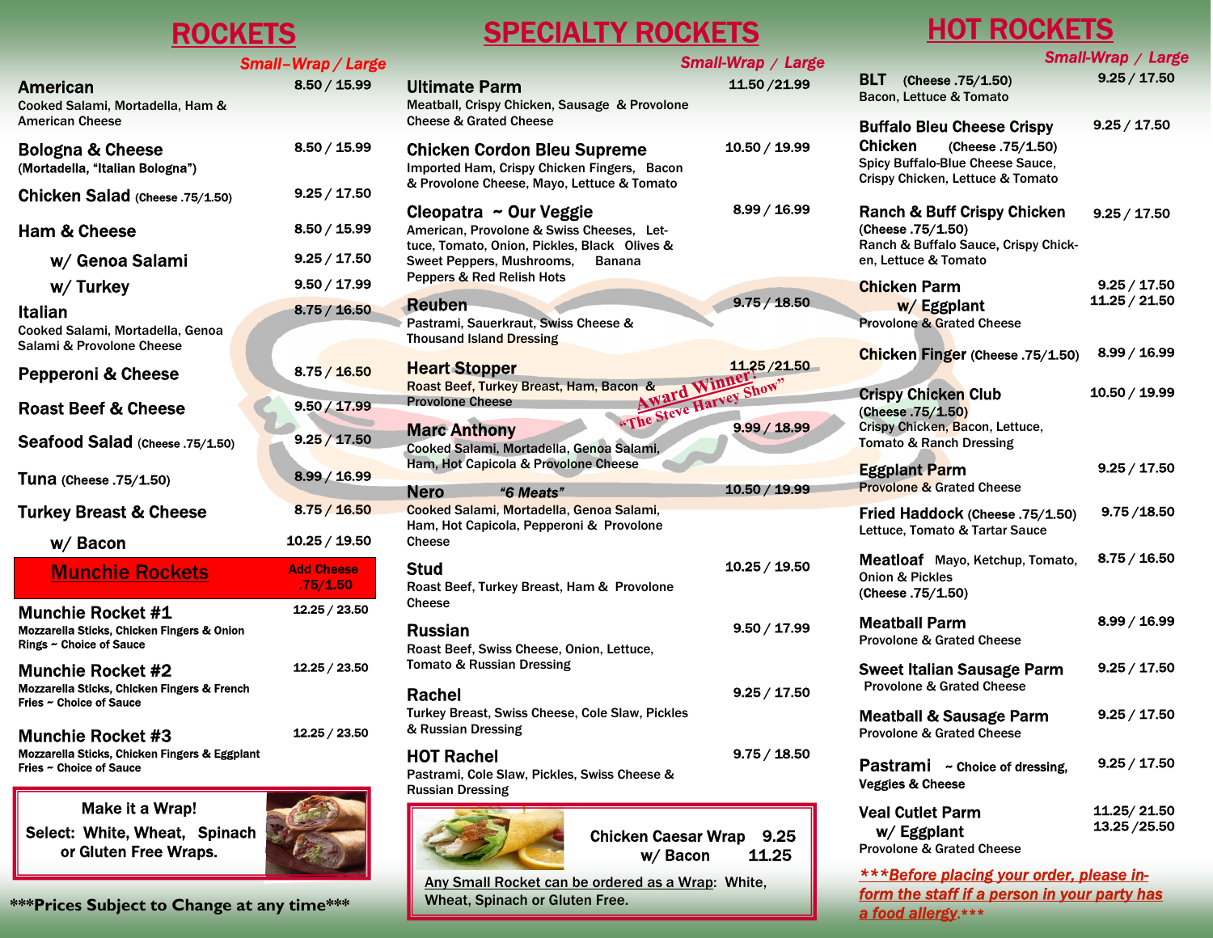# ROCKETS

*Small–Wrap / Large*

| | |
|---|---|
| **American** — Cooked Salami, Mortadella, Ham & American Cheese | 8.50 / 15.99 |
| **Bologna & Cheese** (Mortadella, "Italian Bologna") | 8.50 / 15.99 |
| **Chicken Salad** (Cheese .75/1.50) | 9.25 / 17.50 |
| **Ham & Cheese** | 8.50 / 15.99 |
| **w/ Genoa Salami** | 9.25 / 17.50 |
| **w/ Turkey** | 9.50 / 17.99 |
| **Italian** — Cooked Salami, Mortadella, Genoa Salami & Provolone Cheese | 8.75 / 16.50 |
| **Pepperoni & Cheese** | 8.75 / 16.50 |
| **Roast Beef & Cheese** | 9.50 / 17.99 |
| **Seafood Salad** (Cheese .75/1.50) | 9.25 / 17.50 |
| **Tuna** (Cheese .75/1.50) | 8.99 / 16.99 |
| **Turkey Breast & Cheese** | 8.75 / 16.50 |
| **w/ Bacon** | 10.25 / 19.50 |

## Munchie Rockets

Add Cheese .75/1.50

| | |
|---|---|
| **Munchie Rocket #1** — Mozzarella Sticks, Chicken Fingers & Onion Rings ~ Choice of Sauce | 12.25 / 23.50 |
| **Munchie Rocket #2** — Mozzarella Sticks, Chicken Fingers & French Fries ~ Choice of Sauce | 12.25 / 23.50 |
| **Munchie Rocket #3** — Mozzarella Sticks, Chicken Fingers & Eggplant Fries ~ Choice of Sauce | 12.25 / 23.50 |

**Make it a Wrap!**
**Select: White, Wheat, Spinach or Gluten Free Wraps.**

***Prices Subject to Change at any time***

# SPECIALTY ROCKETS

*Small-Wrap / Large*

| | |
|---|---|
| **Ultimate Parm** — Meatball, Crispy Chicken, Sausage & Provolone Cheese & Grated Cheese | 11.50 /21.99 |
| **Chicken Cordon Bleu Supreme** — Imported Ham, Crispy Chicken Fingers, Bacon & Provolone Cheese, Mayo, Lettuce & Tomato | 10.50 / 19.99 |
| **Cleopatra ~ Our Veggie** — American, Provolone & Swiss Cheeses, Lettuce, Tomato, Onion, Pickles, Black Olives & Sweet Peppers, Mushrooms, Banana Peppers & Red Relish Hots | 8.99 / 16.99 |
| **Reuben** — Pastrami, Sauerkraut, Swiss Cheese & Thousand Island Dressing | 9.75 / 18.50 |
| **Heart Stopper** — Roast Beef, Turkey Breast, Ham, Bacon & Provolone Cheese | 11.25 /21.50 |
| **Marc Anthony** — Cooked Salami, Mortadella, Genoa Salami, Ham, Hot Capicola & Provolone Cheese | 9.99 / 18.99 |
| **Nero** *"6 Meats"* — Cooked Salami, Mortadella, Genoa Salami, Ham, Hot Capicola, Pepperoni & Provolone Cheese | 10.50 / 19.99 |
| **Stud** — Roast Beef, Turkey Breast, Ham & Provolone Cheese | 10.25 / 19.50 |
| **Russian** — Roast Beef, Swiss Cheese, Onion, Lettuce, Tomato & Russian Dressing | 9.50 / 17.99 |
| **Rachel** — Turkey Breast, Swiss Cheese, Cole Slaw, Pickles & Russian Dressing | 9.25 / 17.50 |
| **HOT Rachel** — Pastrami, Cole Slaw, Pickles, Swiss Cheese & Russian Dressing | 9.75 / 18.50 |

*Award Winner! "The Steve Harvey Show"*

**Chicken Caesar Wrap** 9.25
**w/ Bacon** 11.25

Any Small Rocket can be ordered as a Wrap: White, Wheat, Spinach or Gluten Free.

# HOT ROCKETS

*Small-Wrap / Large*

| | |
|---|---|
| **BLT** (Cheese .75/1.50) — Bacon, Lettuce & Tomato | 9.25 / 17.50 |
| **Buffalo Bleu Cheese Crispy Chicken** (Cheese .75/1.50) — Spicy Buffalo-Blue Cheese Sauce, Crispy Chicken, Lettuce & Tomato | 9.25 / 17.50 |
| **Ranch & Buff Crispy Chicken** (Cheese .75/1.50) — Ranch & Buffalo Sauce, Crispy Chicken, Lettuce & Tomato | 9.25 / 17.50 |
| **Chicken Parm** | 9.25 / 17.50 |
| **w/ Eggplant** — Provolone & Grated Cheese | 11.25 / 21.50 |
| **Chicken Finger** (Cheese .75/1.50) | 8.99 / 16.99 |
| **Crispy Chicken Club** (Cheese .75/1.50) — Crispy Chicken, Bacon, Lettuce, Tomato & Ranch Dressing | 10.50 / 19.99 |
| **Eggplant Parm** — Provolone & Grated Cheese | 9.25 / 17.50 |
| **Fried Haddock** (Cheese .75/1.50) — Lettuce, Tomato & Tartar Sauce | 9.75 /18.50 |
| **Meatloaf** Mayo, Ketchup, Tomato, Onion & Pickles (Cheese .75/1.50) | 8.75 / 16.50 |
| **Meatball Parm** — Provolone & Grated Cheese | 8.99 / 16.99 |
| **Sweet Italian Sausage Parm** — Provolone & Grated Cheese | 9.25 / 17.50 |
| **Meatball & Sausage Parm** — Provolone & Grated Cheese | 9.25 / 17.50 |
| **Pastrami** ~ Choice of dressing, Veggies & Cheese | 9.25 / 17.50 |
| **Veal Cutlet Parm** | 11.25/ 21.50 |
| **w/ Eggplant** — Provolone & Grated Cheese | 13.25 /25.50 |

***Before placing your order, please inform the staff if a person in your party has a food allergy.***